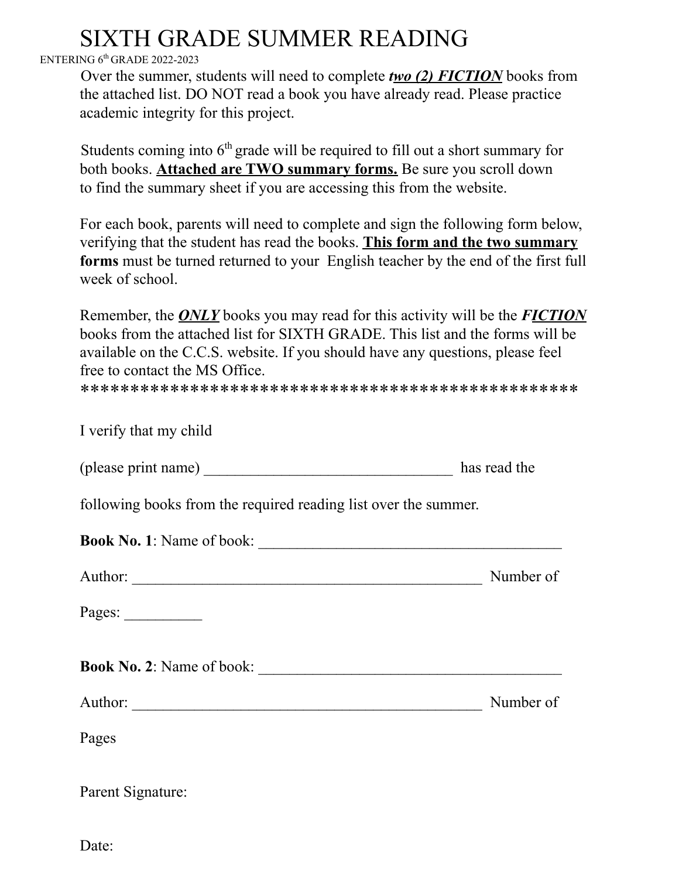# SIXTH GRADE SUMMER READING

ENTERING 6th GRADE 2022-2023

Over the summer, students will need to complete ***two (2) FICTION*** books from the attached list. DO NOT read a book you have already read. Please practice academic integrity for this project.

Students coming into 6th grade will be required to fill out a short summary for both books. **Attached are TWO summary forms.** Be sure you scroll down to find the summary sheet if you are accessing this from the website.

For each book, parents will need to complete and sign the following form below, verifying that the student has read the books. **This form and the two summary forms** must be turned returned to your English teacher by the end of the first full week of school.

Remember, the ***ONLY*** books you may read for this activity will be the ***FICTION*** books from the attached list for SIXTH GRADE. This list and the forms will be available on the C.C.S. website. If you should have any questions, please feel free to contact the MS Office.

************************************************

I verify that my child

(please print name) ________________________________ has read the

following books from the required reading list over the summer.

**Book No. 1**: Name of book: ________________________________________

Author: ______________________________________________ Number of

Pages: __________

**Book No. 2**: Name of book: ________________________________________

Author: ______________________________________________ Number of

Pages

Parent Signature:

Date: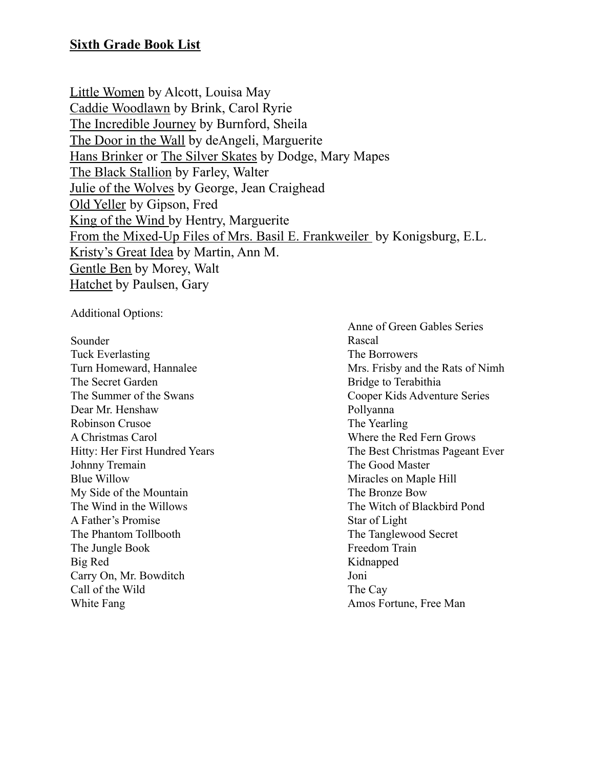## **Sixth Grade Book List**

Little Women by Alcott, Louisa May
Caddie Woodlawn by Brink, Carol Ryrie
The Incredible Journey by Burnford, Sheila
The Door in the Wall by deAngeli, Marguerite
Hans Brinker or The Silver Skates by Dodge, Mary Mapes
The Black Stallion by Farley, Walter
Julie of the Wolves by George, Jean Craighead
Old Yeller by Gipson, Fred
King of the Wind by Hentry, Marguerite
From the Mixed-Up Files of Mrs. Basil E. Frankweiler by Konigsburg, E.L.
Kristy's Great Idea by Martin, Ann M.
Gentle Ben by Morey, Walt
Hatchet by Paulsen, Gary

Additional Options:

Sounder
Tuck Everlasting
Turn Homeward, Hannalee
The Secret Garden
The Summer of the Swans
Dear Mr. Henshaw
Robinson Crusoe
A Christmas Carol
Hitty: Her First Hundred Years
Johnny Tremain
Blue Willow
My Side of the Mountain
The Wind in the Willows
A Father's Promise
The Phantom Tollbooth
The Jungle Book
Big Red
Carry On, Mr. Bowditch
Call of the Wild
White Fang
Anne of Green Gables Series
Rascal
The Borrowers
Mrs. Frisby and the Rats of Nimh
Bridge to Terabithia
Cooper Kids Adventure Series
Pollyanna
The Yearling
Where the Red Fern Grows
The Best Christmas Pageant Ever
The Good Master
Miracles on Maple Hill
The Bronze Bow
The Witch of Blackbird Pond
Star of Light
The Tanglewood Secret
Freedom Train
Kidnapped
Joni
The Cay
Amos Fortune, Free Man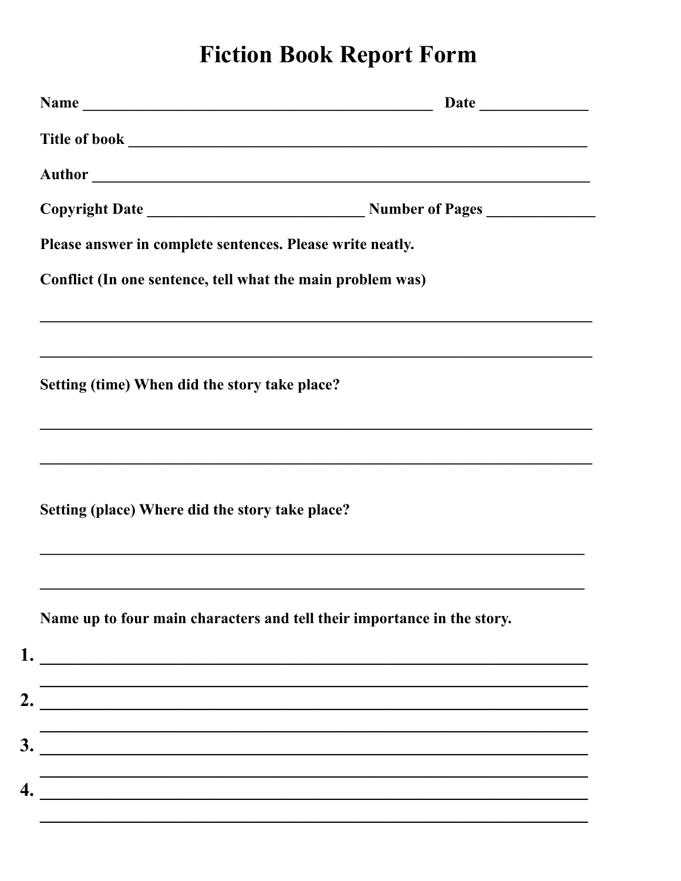# Fiction Book Report Form

**Name** ______________________________________________ **Date** ______________

**Title of book** ____________________________________________________________

**Author** ________________________________________________________________

**Copyright Date** _____________________________ **Number of Pages** ______________

**Please answer in complete sentences. Please write neatly.**

**Conflict (In one sentence, tell what the main problem was)**

_________________________________________________________________________

_________________________________________________________________________

**Setting (time) When did the story take place?**

_________________________________________________________________________

_________________________________________________________________________

**Setting (place) Where did the story take place?**

_________________________________________________________________________

_________________________________________________________________________

**Name up to four main characters and tell their importance in the story.**

1. _________________________________________________________________________

   _________________________________________________________________________

2. _________________________________________________________________________

   _________________________________________________________________________

3. _________________________________________________________________________

   _________________________________________________________________________

4. _________________________________________________________________________

   _________________________________________________________________________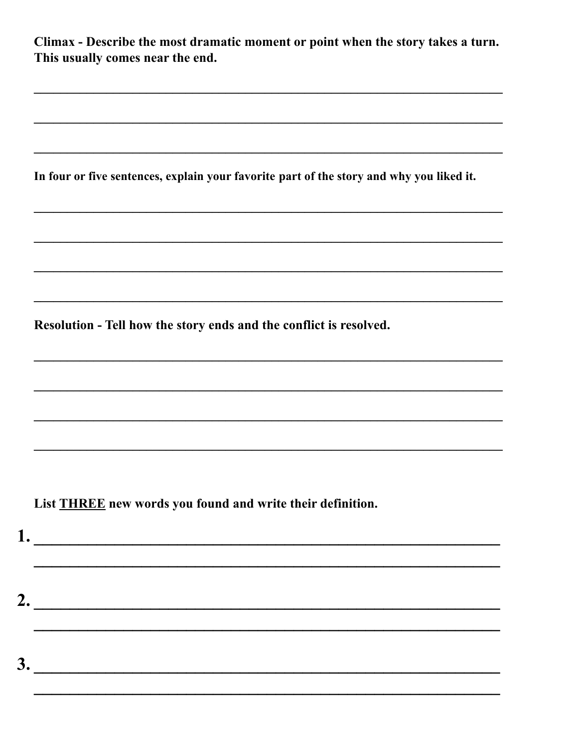**Climax - Describe the most dramatic moment or point when the story takes a turn. This usually comes near the end.**

\_\_\_\_\_\_\_\_\_\_\_\_\_\_\_\_\_\_\_\_\_\_\_\_\_\_\_\_\_\_\_\_\_\_\_\_\_\_\_\_\_\_\_\_\_\_\_\_\_\_\_\_\_\_\_\_\_\_\_\_

\_\_\_\_\_\_\_\_\_\_\_\_\_\_\_\_\_\_\_\_\_\_\_\_\_\_\_\_\_\_\_\_\_\_\_\_\_\_\_\_\_\_\_\_\_\_\_\_\_\_\_\_\_\_\_\_\_\_\_\_

\_\_\_\_\_\_\_\_\_\_\_\_\_\_\_\_\_\_\_\_\_\_\_\_\_\_\_\_\_\_\_\_\_\_\_\_\_\_\_\_\_\_\_\_\_\_\_\_\_\_\_\_\_\_\_\_\_\_\_\_

**In four or five sentences, explain your favorite part of the story and why you liked it.**

\_\_\_\_\_\_\_\_\_\_\_\_\_\_\_\_\_\_\_\_\_\_\_\_\_\_\_\_\_\_\_\_\_\_\_\_\_\_\_\_\_\_\_\_\_\_\_\_\_\_\_\_\_\_\_\_\_\_\_\_

\_\_\_\_\_\_\_\_\_\_\_\_\_\_\_\_\_\_\_\_\_\_\_\_\_\_\_\_\_\_\_\_\_\_\_\_\_\_\_\_\_\_\_\_\_\_\_\_\_\_\_\_\_\_\_\_\_\_\_\_

\_\_\_\_\_\_\_\_\_\_\_\_\_\_\_\_\_\_\_\_\_\_\_\_\_\_\_\_\_\_\_\_\_\_\_\_\_\_\_\_\_\_\_\_\_\_\_\_\_\_\_\_\_\_\_\_\_\_\_\_

\_\_\_\_\_\_\_\_\_\_\_\_\_\_\_\_\_\_\_\_\_\_\_\_\_\_\_\_\_\_\_\_\_\_\_\_\_\_\_\_\_\_\_\_\_\_\_\_\_\_\_\_\_\_\_\_\_\_\_\_

**Resolution - Tell how the story ends and the conflict is resolved.**

\_\_\_\_\_\_\_\_\_\_\_\_\_\_\_\_\_\_\_\_\_\_\_\_\_\_\_\_\_\_\_\_\_\_\_\_\_\_\_\_\_\_\_\_\_\_\_\_\_\_\_\_\_\_\_\_\_\_\_\_

\_\_\_\_\_\_\_\_\_\_\_\_\_\_\_\_\_\_\_\_\_\_\_\_\_\_\_\_\_\_\_\_\_\_\_\_\_\_\_\_\_\_\_\_\_\_\_\_\_\_\_\_\_\_\_\_\_\_\_\_

\_\_\_\_\_\_\_\_\_\_\_\_\_\_\_\_\_\_\_\_\_\_\_\_\_\_\_\_\_\_\_\_\_\_\_\_\_\_\_\_\_\_\_\_\_\_\_\_\_\_\_\_\_\_\_\_\_\_\_\_

\_\_\_\_\_\_\_\_\_\_\_\_\_\_\_\_\_\_\_\_\_\_\_\_\_\_\_\_\_\_\_\_\_\_\_\_\_\_\_\_\_\_\_\_\_\_\_\_\_\_\_\_\_\_\_\_\_\_\_\_

**List <u>THREE</u> new words you found and write their definition.**

**1.** \_\_\_\_\_\_\_\_\_\_\_\_\_\_\_\_\_\_\_\_\_\_\_\_\_\_\_\_\_\_\_\_\_\_\_\_\_\_\_\_\_\_\_\_\_\_\_\_\_\_\_\_\_\_\_\_\_\_\_\_

\_\_\_\_\_\_\_\_\_\_\_\_\_\_\_\_\_\_\_\_\_\_\_\_\_\_\_\_\_\_\_\_\_\_\_\_\_\_\_\_\_\_\_\_\_\_\_\_\_\_\_\_\_\_\_\_\_\_\_\_

**2.** \_\_\_\_\_\_\_\_\_\_\_\_\_\_\_\_\_\_\_\_\_\_\_\_\_\_\_\_\_\_\_\_\_\_\_\_\_\_\_\_\_\_\_\_\_\_\_\_\_\_\_\_\_\_\_\_\_\_\_\_

\_\_\_\_\_\_\_\_\_\_\_\_\_\_\_\_\_\_\_\_\_\_\_\_\_\_\_\_\_\_\_\_\_\_\_\_\_\_\_\_\_\_\_\_\_\_\_\_\_\_\_\_\_\_\_\_\_\_\_\_

**3.** \_\_\_\_\_\_\_\_\_\_\_\_\_\_\_\_\_\_\_\_\_\_\_\_\_\_\_\_\_\_\_\_\_\_\_\_\_\_\_\_\_\_\_\_\_\_\_\_\_\_\_\_\_\_\_\_\_\_\_\_

\_\_\_\_\_\_\_\_\_\_\_\_\_\_\_\_\_\_\_\_\_\_\_\_\_\_\_\_\_\_\_\_\_\_\_\_\_\_\_\_\_\_\_\_\_\_\_\_\_\_\_\_\_\_\_\_\_\_\_\_